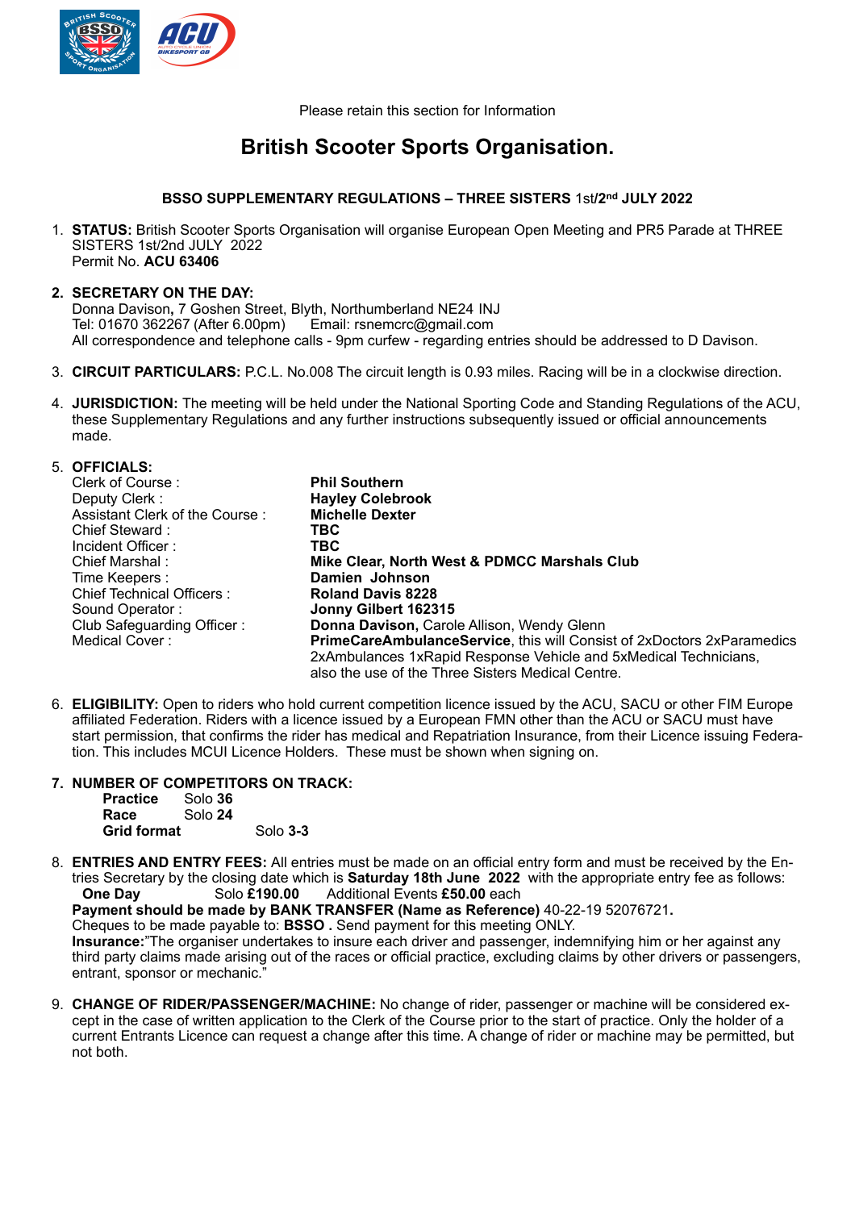Please retain this section for Information

# British Scooter Sports Organisation.

**BSSO SUPPLEMENTARY REGULATIONS – THREE SISTERS** 1st/**2nd JULY 2022**

1. **STATUS:** British Scooter Sports Organisation will organise European Open Meeting and PR5 Parade at THREE SISTERS 1st/2nd JULY 2022
   Permit No. **ACU 63406**

2. **SECRETARY ON THE DAY:**
   Donna Davison**,** 7 Goshen Street, Blyth, Northumberland NE24 INJ
   Tel: 01670 362267 (After 6.00pm) Email: rsnemcrc@gmail.com
   All correspondence and telephone calls - 9pm curfew - regarding entries should be addressed to D Davison.

3. **CIRCUIT PARTICULARS:** P.C.L. No.008 The circuit length is 0.93 miles. Racing will be in a clockwise direction.

4. **JURISDICTION:** The meeting will be held under the National Sporting Code and Standing Regulations of the ACU, these Supplementary Regulations and any further instructions subsequently issued or official announcements made.

5. **OFFICIALS:**

| | |
|---|---|
| Clerk of Course : | **Phil Southern** |
| Deputy Clerk : | **Hayley Colebrook** |
| Assistant Clerk of the Course : | **Michelle Dexter** |
| Chief Steward : | **TBC** |
| Incident Officer : | **TBC** |
| Chief Marshal : | **Mike Clear, North West & PDMCC Marshals Club** |
| Time Keepers : | **Damien Johnson** |
| Chief Technical Officers : | **Roland Davis 8228** |
| Sound Operator : | **Jonny Gilbert 162315** |
| Club Safeguarding Officer : | **Donna Davison,** Carole Allison, Wendy Glenn |
| Medical Cover : | **PrimeCareAmbulanceService**, this will Consist of 2xDoctors 2xParamedics 2xAmbulances 1xRapid Response Vehicle and 5xMedical Technicians, also the use of the Three Sisters Medical Centre. |

6. **ELIGIBILITY:** Open to riders who hold current competition licence issued by the ACU, SACU or other FIM Europe affiliated Federation. Riders with a licence issued by a European FMN other than the ACU or SACU must have start permission, that confirms the rider has medical and Repatriation Insurance, from their Licence issuing Federation. This includes MCUI Licence Holders. These must be shown when signing on.

7. **NUMBER OF COMPETITORS ON TRACK:**
   **Practice** Solo **36**
   **Race** Solo **24**
   **Grid format** Solo **3-3**

8. **ENTRIES AND ENTRY FEES:** All entries must be made on an official entry form and must be received by the Entries Secretary by the closing date which is **Saturday 18th June 2022** with the appropriate entry fee as follows:
   **One Day** Solo **£190.00** Additional Events **£50.00** each
   **Payment should be made by BANK TRANSFER (Name as Reference)** 40-22-19 52076721**.**
   Cheques to be made payable to: **BSSO .** Send payment for this meeting ONLY.
   **Insurance:**"The organiser undertakes to insure each driver and passenger, indemnifying him or her against any third party claims made arising out of the races or official practice, excluding claims by other drivers or passengers, entrant, sponsor or mechanic."

9. **CHANGE OF RIDER/PASSENGER/MACHINE:** No change of rider, passenger or machine will be considered except in the case of written application to the Clerk of the Course prior to the start of practice. Only the holder of a current Entrants Licence can request a change after this time. A change of rider or machine may be permitted, but not both.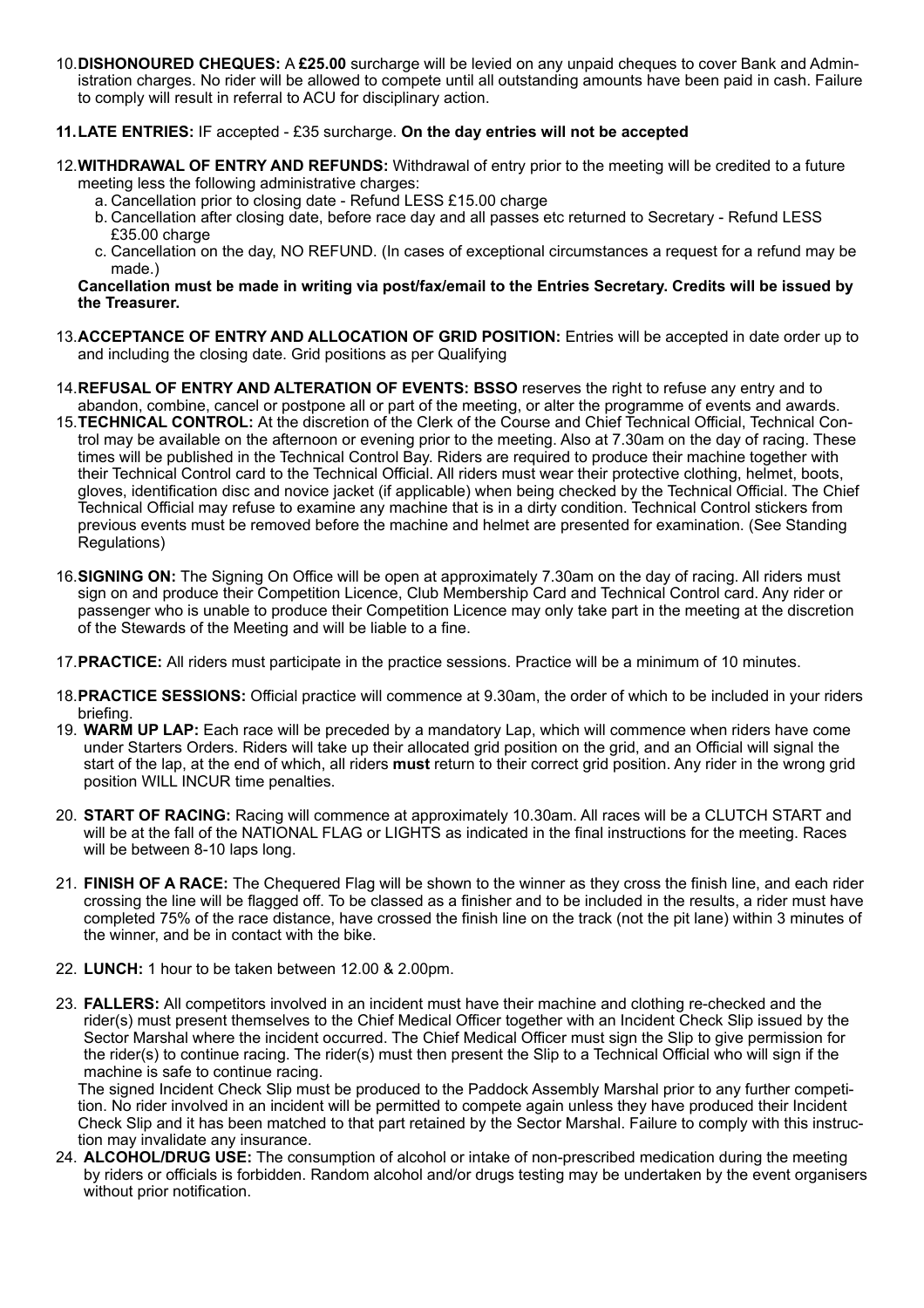10. **DISHONOURED CHEQUES:** A **£25.00** surcharge will be levied on any unpaid cheques to cover Bank and Administration charges. No rider will be allowed to compete until all outstanding amounts have been paid in cash. Failure to comply will result in referral to ACU for disciplinary action.

11. **LATE ENTRIES:** IF accepted - £35 surcharge. **On the day entries will not be accepted**

12. **WITHDRAWAL OF ENTRY AND REFUNDS:** Withdrawal of entry prior to the meeting will be credited to a future meeting less the following administrative charges:
    a. Cancellation prior to closing date - Refund LESS £15.00 charge
    b. Cancellation after closing date, before race day and all passes etc returned to Secretary - Refund LESS £35.00 charge
    c. Cancellation on the day, NO REFUND. (In cases of exceptional circumstances a request for a refund may be made.)

    **Cancellation must be made in writing via post/fax/email to the Entries Secretary. Credits will be issued by the Treasurer.**

13. **ACCEPTANCE OF ENTRY AND ALLOCATION OF GRID POSITION:** Entries will be accepted in date order up to and including the closing date. Grid positions as per Qualifying

14. **REFUSAL OF ENTRY AND ALTERATION OF EVENTS: BSSO** reserves the right to refuse any entry and to abandon, combine, cancel or postpone all or part of the meeting, or alter the programme of events and awards.

15. **TECHNICAL CONTROL:** At the discretion of the Clerk of the Course and Chief Technical Official, Technical Control may be available on the afternoon or evening prior to the meeting. Also at 7.30am on the day of racing. These times will be published in the Technical Control Bay. Riders are required to produce their machine together with their Technical Control card to the Technical Official. All riders must wear their protective clothing, helmet, boots, gloves, identification disc and novice jacket (if applicable) when being checked by the Technical Official. The Chief Technical Official may refuse to examine any machine that is in a dirty condition. Technical Control stickers from previous events must be removed before the machine and helmet are presented for examination. (See Standing Regulations)

16. **SIGNING ON:** The Signing On Office will be open at approximately 7.30am on the day of racing. All riders must sign on and produce their Competition Licence, Club Membership Card and Technical Control card. Any rider or passenger who is unable to produce their Competition Licence may only take part in the meeting at the discretion of the Stewards of the Meeting and will be liable to a fine.

17. **PRACTICE:** All riders must participate in the practice sessions. Practice will be a minimum of 10 minutes.

18. **PRACTICE SESSIONS:** Official practice will commence at 9.30am, the order of which to be included in your riders briefing.

19. **WARM UP LAP:** Each race will be preceded by a mandatory Lap, which will commence when riders have come under Starters Orders. Riders will take up their allocated grid position on the grid, and an Official will signal the start of the lap, at the end of which, all riders **must** return to their correct grid position. Any rider in the wrong grid position WILL INCUR time penalties.

20. **START OF RACING:** Racing will commence at approximately 10.30am. All races will be a CLUTCH START and will be at the fall of the NATIONAL FLAG or LIGHTS as indicated in the final instructions for the meeting. Races will be between 8-10 laps long.

21. **FINISH OF A RACE:** The Chequered Flag will be shown to the winner as they cross the finish line, and each rider crossing the line will be flagged off. To be classed as a finisher and to be included in the results, a rider must have completed 75% of the race distance, have crossed the finish line on the track (not the pit lane) within 3 minutes of the winner, and be in contact with the bike.

22. **LUNCH:** 1 hour to be taken between 12.00 & 2.00pm.

23. **FALLERS:** All competitors involved in an incident must have their machine and clothing re-checked and the rider(s) must present themselves to the Chief Medical Officer together with an Incident Check Slip issued by the Sector Marshal where the incident occurred. The Chief Medical Officer must sign the Slip to give permission for the rider(s) to continue racing. The rider(s) must then present the Slip to a Technical Official who will sign if the machine is safe to continue racing.

    The signed Incident Check Slip must be produced to the Paddock Assembly Marshal prior to any further competition. No rider involved in an incident will be permitted to compete again unless they have produced their Incident Check Slip and it has been matched to that part retained by the Sector Marshal. Failure to comply with this instruction may invalidate any insurance.

24. **ALCOHOL/DRUG USE:** The consumption of alcohol or intake of non-prescribed medication during the meeting by riders or officials is forbidden. Random alcohol and/or drugs testing may be undertaken by the event organisers without prior notification.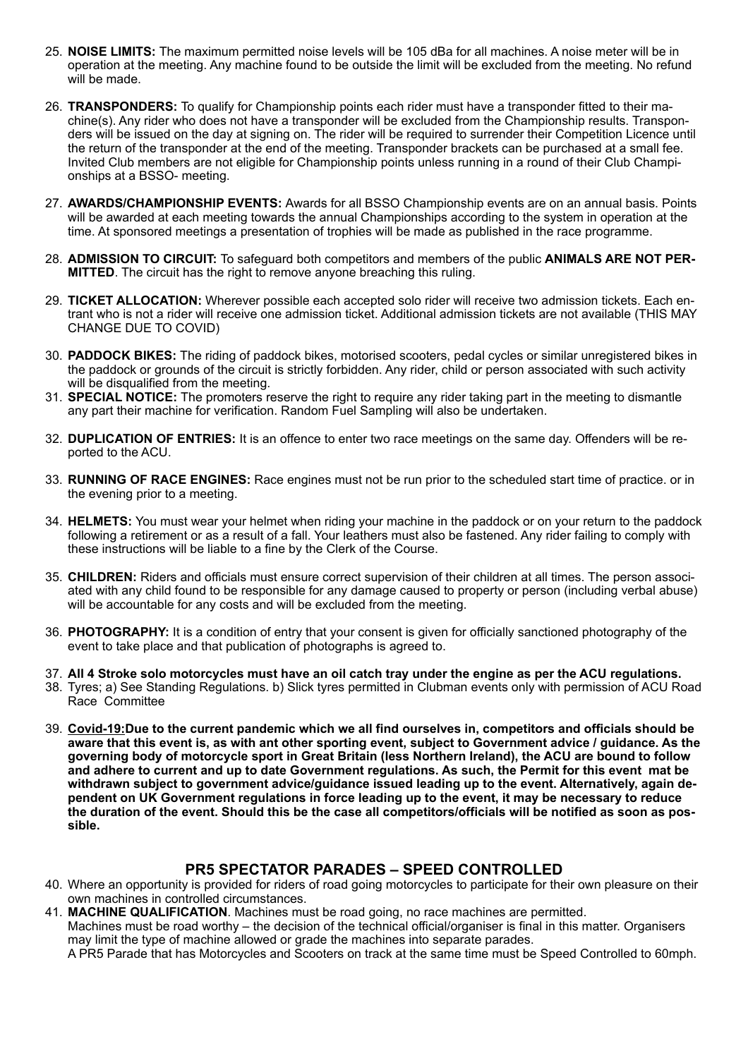25. **NOISE LIMITS:** The maximum permitted noise levels will be 105 dBa for all machines. A noise meter will be in operation at the meeting. Any machine found to be outside the limit will be excluded from the meeting. No refund will be made.

26. **TRANSPONDERS:** To qualify for Championship points each rider must have a transponder fitted to their machine(s). Any rider who does not have a transponder will be excluded from the Championship results. Transponders will be issued on the day at signing on. The rider will be required to surrender their Competition Licence until the return of the transponder at the end of the meeting. Transponder brackets can be purchased at a small fee. Invited Club members are not eligible for Championship points unless running in a round of their Club Championships at a BSSO- meeting.

27. **AWARDS/CHAMPIONSHIP EVENTS:** Awards for all BSSO Championship events are on an annual basis. Points will be awarded at each meeting towards the annual Championships according to the system in operation at the time. At sponsored meetings a presentation of trophies will be made as published in the race programme.

28. **ADMISSION TO CIRCUIT:** To safeguard both competitors and members of the public **ANIMALS ARE NOT PERMITTED**. The circuit has the right to remove anyone breaching this ruling.

29. **TICKET ALLOCATION:** Wherever possible each accepted solo rider will receive two admission tickets. Each entrant who is not a rider will receive one admission ticket. Additional admission tickets are not available (THIS MAY CHANGE DUE TO COVID)

30. **PADDOCK BIKES:** The riding of paddock bikes, motorised scooters, pedal cycles or similar unregistered bikes in the paddock or grounds of the circuit is strictly forbidden. Any rider, child or person associated with such activity will be disqualified from the meeting.

31. **SPECIAL NOTICE:** The promoters reserve the right to require any rider taking part in the meeting to dismantle any part their machine for verification. Random Fuel Sampling will also be undertaken.

32. **DUPLICATION OF ENTRIES:** It is an offence to enter two race meetings on the same day. Offenders will be reported to the ACU.

33. **RUNNING OF RACE ENGINES:** Race engines must not be run prior to the scheduled start time of practice. or in the evening prior to a meeting.

34. **HELMETS:** You must wear your helmet when riding your machine in the paddock or on your return to the paddock following a retirement or as a result of a fall. Your leathers must also be fastened. Any rider failing to comply with these instructions will be liable to a fine by the Clerk of the Course.

35. **CHILDREN:** Riders and officials must ensure correct supervision of their children at all times. The person associated with any child found to be responsible for any damage caused to property or person (including verbal abuse) will be accountable for any costs and will be excluded from the meeting.

36. **PHOTOGRAPHY:** It is a condition of entry that your consent is given for officially sanctioned photography of the event to take place and that publication of photographs is agreed to.

37. **All 4 Stroke solo motorcycles must have an oil catch tray under the engine as per the ACU regulations.**

38. Tyres; a) See Standing Regulations. b) Slick tyres permitted in Clubman events only with permission of ACU Road Race Committee

39. **Covid-19:Due to the current pandemic which we all find ourselves in, competitors and officials should be aware that this event is, as with ant other sporting event, subject to Government advice / guidance. As the governing body of motorcycle sport in Great Britain (less Northern Ireland), the ACU are bound to follow and adhere to current and up to date Government regulations. As such, the Permit for this event mat be withdrawn subject to government advice/guidance issued leading up to the event. Alternatively, again dependent on UK Government regulations in force leading up to the event, it may be necessary to reduce the duration of the event. Should this be the case all competitors/officials will be notified as soon as possible.**

## PR5 SPECTATOR PARADES – SPEED CONTROLLED

40. Where an opportunity is provided for riders of road going motorcycles to participate for their own pleasure on their own machines in controlled circumstances.

41. **MACHINE QUALIFICATION**. Machines must be road going, no race machines are permitted.
    Machines must be road worthy – the decision of the technical official/organiser is final in this matter. Organisers may limit the type of machine allowed or grade the machines into separate parades.
    A PR5 Parade that has Motorcycles and Scooters on track at the same time must be Speed Controlled to 60mph.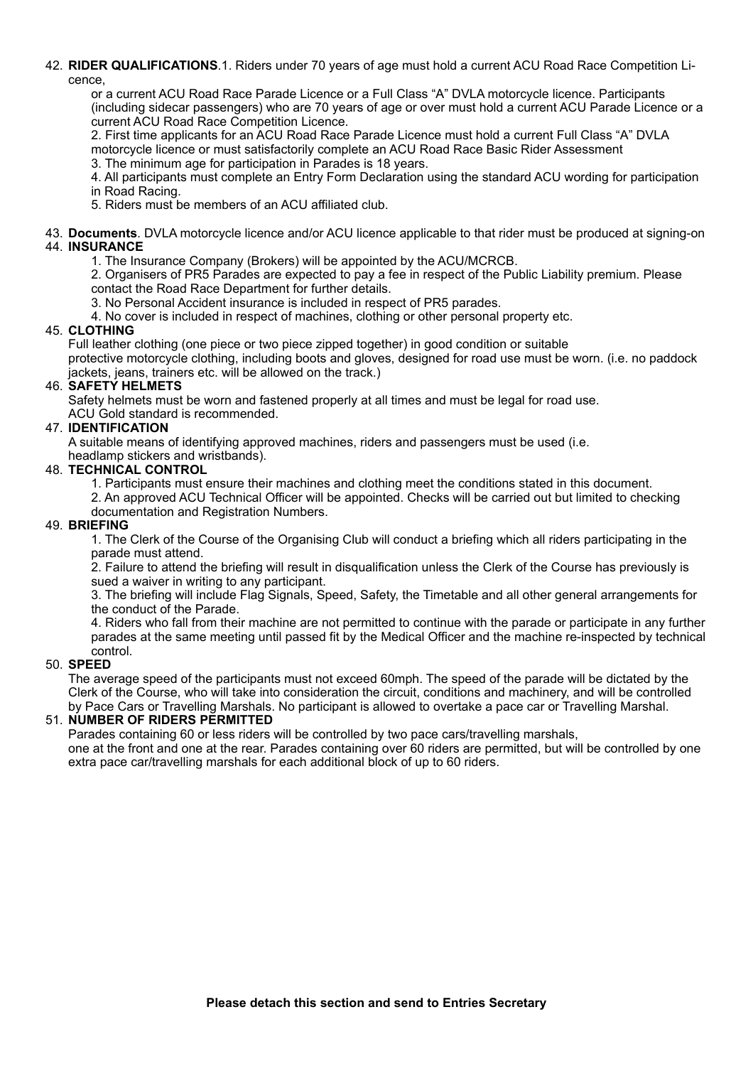42. **RIDER QUALIFICATIONS**.1. Riders under 70 years of age must hold a current ACU Road Race Competition Licence,

    or a current ACU Road Race Parade Licence or a Full Class "A" DVLA motorcycle licence. Participants (including sidecar passengers) who are 70 years of age or over must hold a current ACU Parade Licence or a current ACU Road Race Competition Licence.

    2. First time applicants for an ACU Road Race Parade Licence must hold a current Full Class "A" DVLA motorcycle licence or must satisfactorily complete an ACU Road Race Basic Rider Assessment

    3. The minimum age for participation in Parades is 18 years.

    4. All participants must complete an Entry Form Declaration using the standard ACU wording for participation in Road Racing.

    5. Riders must be members of an ACU affiliated club.

43. **Documents**. DVLA motorcycle licence and/or ACU licence applicable to that rider must be produced at signing-on

44. **INSURANCE**

    1. The Insurance Company (Brokers) will be appointed by the ACU/MCRCB.

    2. Organisers of PR5 Parades are expected to pay a fee in respect of the Public Liability premium. Please contact the Road Race Department for further details.

    3. No Personal Accident insurance is included in respect of PR5 parades.

    4. No cover is included in respect of machines, clothing or other personal property etc.

45. **CLOTHING**

    Full leather clothing (one piece or two piece zipped together) in good condition or suitable protective motorcycle clothing, including boots and gloves, designed for road use must be worn. (i.e. no paddock jackets, jeans, trainers etc. will be allowed on the track.)

46. **SAFETY HELMETS**

    Safety helmets must be worn and fastened properly at all times and must be legal for road use. ACU Gold standard is recommended.

47. **IDENTIFICATION**

    A suitable means of identifying approved machines, riders and passengers must be used (i.e. headlamp stickers and wristbands).

48. **TECHNICAL CONTROL**

    1. Participants must ensure their machines and clothing meet the conditions stated in this document.

    2. An approved ACU Technical Officer will be appointed. Checks will be carried out but limited to checking documentation and Registration Numbers.

49. **BRIEFING**

    1. The Clerk of the Course of the Organising Club will conduct a briefing which all riders participating in the parade must attend.

    2. Failure to attend the briefing will result in disqualification unless the Clerk of the Course has previously is sued a waiver in writing to any participant.

    3. The briefing will include Flag Signals, Speed, Safety, the Timetable and all other general arrangements for the conduct of the Parade.

    4. Riders who fall from their machine are not permitted to continue with the parade or participate in any further parades at the same meeting until passed fit by the Medical Officer and the machine re-inspected by technical control.

50. **SPEED**

    The average speed of the participants must not exceed 60mph. The speed of the parade will be dictated by the Clerk of the Course, who will take into consideration the circuit, conditions and machinery, and will be controlled by Pace Cars or Travelling Marshals. No participant is allowed to overtake a pace car or Travelling Marshal.

51. **NUMBER OF RIDERS PERMITTED**

    Parades containing 60 or less riders will be controlled by two pace cars/travelling marshals, one at the front and one at the rear. Parades containing over 60 riders are permitted, but will be controlled by one extra pace car/travelling marshals for each additional block of up to 60 riders.

**Please detach this section and send to Entries Secretary**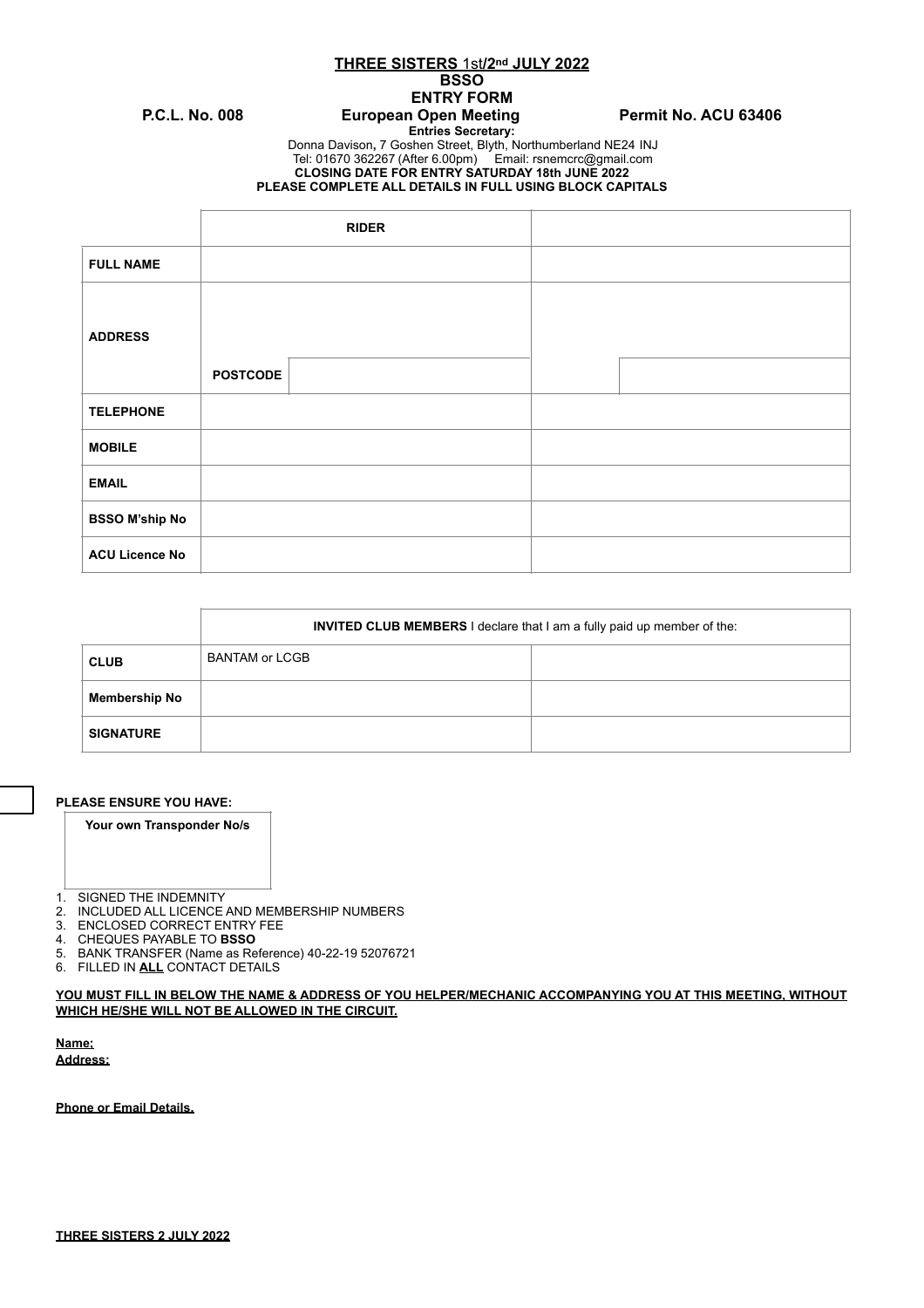**THREE SISTERS 1st/2nd JULY 2022**

**BSSO**

**ENTRY FORM**

**P.C.L. No. 008** **European Open Meeting** **Permit No. ACU 63406**

**Entries Secretary:**

Donna Davison**,** 7 Goshen Street, Blyth, Northumberland NE24 INJ

Tel: 01670 362267 (After 6.00pm) Email: rsnemcrc@gmail.com

**CLOSING DATE FOR ENTRY SATURDAY 18th JUNE 2022**

**PLEASE COMPLETE ALL DETAILS IN FULL USING BLOCK CAPITALS**

| | **RIDER** | | | |
|---|---|---|---|---|
| **FULL NAME** | | | | |
| **ADDRESS** | | | | |
| | **POSTCODE** | | | |
| **TELEPHONE** | | | | |
| **MOBILE** | | | | |
| **EMAIL** | | | | |
| **BSSO M'ship No** | | | | |
| **ACU Licence No** | | | | |

| | **INVITED CLUB MEMBERS** I declare that I am a fully paid up member of the: | |
|---|---|---|
| **CLUB** | BANTAM or LCGB | |
| **Membership No** | | |
| **SIGNATURE** | | |

**PLEASE ENSURE YOU HAVE:**

| **Your own Transponder No/s** |
|---|
| |

1. SIGNED THE INDEMNITY
2. INCLUDED ALL LICENCE AND MEMBERSHIP NUMBERS
3. ENCLOSED CORRECT ENTRY FEE
4. CHEQUES PAYABLE TO **BSSO**
5. BANK TRANSFER (Name as Reference) 40-22-19 52076721
6. FILLED IN **ALL** CONTACT DETAILS

**YOU MUST FILL IN BELOW THE NAME & ADDRESS OF YOU HELPER/MECHANIC ACCOMPANYING YOU AT THIS MEETING, WITHOUT WHICH HE/SHE WILL NOT BE ALLOWED IN THE CIRCUIT.**

**Name;**

**Address:**

**Phone or Email Details.**

**THREE SISTERS 2 JULY 2022**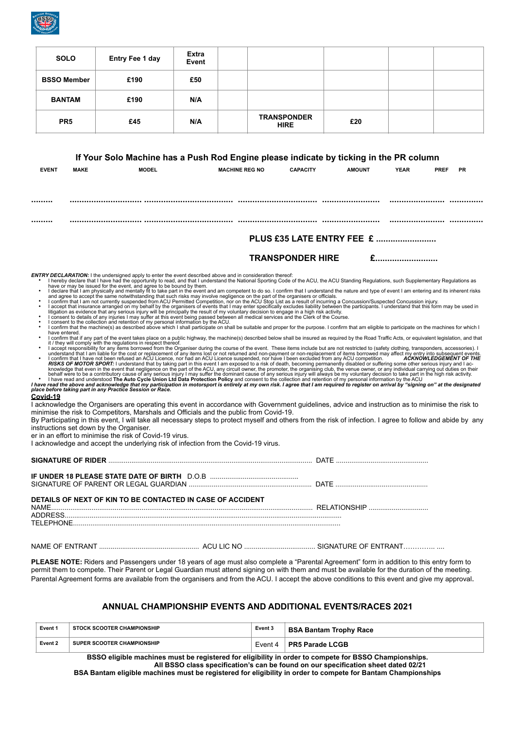| SOLO | Entry Fee 1 day | Extra Event | | | | | |
|---|---|---|---|---|---|---|---|
| BSSO Member | £190 | £50 | | | | | |
| BANTAM | £190 | N/A | | | | | |
| PR5 | £45 | N/A | | TRANSPONDER HIRE | £20 | | |

### If Your Solo Machine has a Push Rod Engine please indicate by ticking in the PR column

| EVENT | MAKE | MODEL | MACHINE REG NO | CAPACITY | AMOUNT | YEAR | PREF | PR |
|---|---|---|---|---|---|---|---|---|
| ......... | .............................. | ..................................... | ................................. | ......................... | | ....................... | .............. | |
| ......... | .............................. | ..................................... | ................................. | ......................... | | ....................... | .............. | |

**PLUS £35 LATE ENTRY FEE £ .........................**

**TRANSPONDER HIRE £..........................**

***ENTRY DECLARATION:*** I the undersigned apply to enter the event described above and in consideration thereof:

- I hereby declare that I have had the opportunity to read, and that I understand the National Sporting Code of the ACU, the ACU Standing Regulations, such Supplementary Regulations as have or may be issued for the event, and agree to be bound by them.
- I declare that I am physically and mentally fit to take part in the event and am competent to do so. I confirm that I understand the nature and type of event I am entering and its inherent risks and agree to accept the same notwithstanding that such risks may involve negligence on the part of the organisers or officials.
- I confirm that I am not currently suspended from ACU Permitted Competition, nor on the ACU Stop List as a result of incurring a Concussion/Suspected Concussion injury.
- I accept that insurance arranged on my behalf by the organisers of events that I may enter specifically excludes liability between the participants. I understand that this form may be used in litigation as evidence that any serious injury will be principally the result of my voluntary decision to engage in a high risk activity.
- I consent to details of any injuries I may suffer at this event being passed between all medical services and the Clerk of the Course.
- I consent to the collection and retention of my personal information by the ACU.
- I confirm that the machine(s) as described above which I shall participate on shall be suitable and proper for the purpose. I confirm that am eligible to participate on the machines for which I have entered.
- I confirm that if any part of the event takes place on a public highway, the machine(s) described below shall be insured as required by the Road Traffic Acts, or equivalent legislation, and that it / they will comply with the regulations in respect thereof.
- I accept responsibility for any items borrowed from the Organiser during the course of the event. These items include but are not restricted to (safety clothing, transponders, accessories). I understand that I am liable for the cost or replacement of any items lost or not returned and non-payment or non-replacement of items borrowed may affect my entry into subsequent events.
- I confirm that I have not been refused an ACU Licence, nor had an ACU Licence suspended, nor have I been excluded from any ACU competition. ***ACKNOWLEDGEMENT OF THE RISKS OF MOTOR SPORT:*** I understand that by taking part in this event I am exposed to a risk of death, becoming permanently disabled or suffering some other serious injury and I acknowledge that even in the event that negligence on the part of the ACU, any circuit owner, the promoter, the organising club, the venue owner, or any individual carrying out duties on their behalf were to be a contributory cause of any serious injury I may suffer the dominant cause of any serious injury will always be my voluntary decision to take part in the high risk activity.
- I have read and understood **The Auto Cycle Union Ltd Data Protection Policy** and consent to the collection and retention of my personal information by the ACU

***I have read the above and acknowledge that my participation in motorsport is entirely at my own risk. I agree that I am required to register on arrival by "signing on" at the designated place before taking part in any Practice Session or Race.***

**Covid-19**

I acknowledge the Organisers are operating this event in accordance with Government guidelines, advice and instruction as to minimise the risk to minimise the risk to Competitors, Marshals and Officials and the public from Covid-19.

By Participating in this event, I will take all necessary steps to protect myself and others from the risk of infection. I agree to follow and abide by any instructions set down by the Organiser.

er in an effort to minimise the risk of Covid-19 virus.

I acknowledge and accept the underlying risk of infection from the Covid-19 virus.

**SIGNATURE OF RIDER** ............................................................................................................ DATE ................................................

**IF UNDER 18 PLEASE STATE DATE OF BIRTH** D.O.B ..............................................

SIGNATURE OF PARENT OR LEGAL GUARDIAN ................................................................ DATE ................................................

**DETAILS OF NEXT OF KIN TO BE CONTACTED IN CASE OF ACCIDENT**

NAME.......................................................................................................................................... RELATIONSHIP ...............................

ADDRESS.......................................................................................................................................................

TELEPHONE...................................................................................................................................................

NAME OF ENTRANT .................................................... ACU LIC NO ..................................... SIGNATURE OF ENTRANT………….. ....

**PLEASE NOTE:** Riders and Passengers under 18 years of age must also complete a "Parental Agreement" form in addition to this entry form to permit them to compete. Their Parent or Legal Guardian must attend signing on with them and must be available for the duration of the meeting. Parental Agreement forms are available from the organisers and from the ACU. I accept the above conditions to this event and give my approval.

## ANNUAL CHAMPIONSHIP EVENTS AND ADDITIONAL EVENTS/RACES 2021

| | | | |
|---|---|---|---|
| Event 1 | STOCK SCOOTER CHAMPIONSHIP | Event 3 | BSA Bantam Trophy Race |
| Event 2 | SUPER SCOOTER CHAMPIONSHIP | Event 4 | PR5 Parade LCGB |

**BSSO eligible machines must be registered for eligibility in order to compete for BSSO Championships.**
**All BSSO class specification's can be found on our specification sheet dated 02/21**
**BSA Bantam eligible machines must be registered for eligibility in order to compete for Bantam Championships**